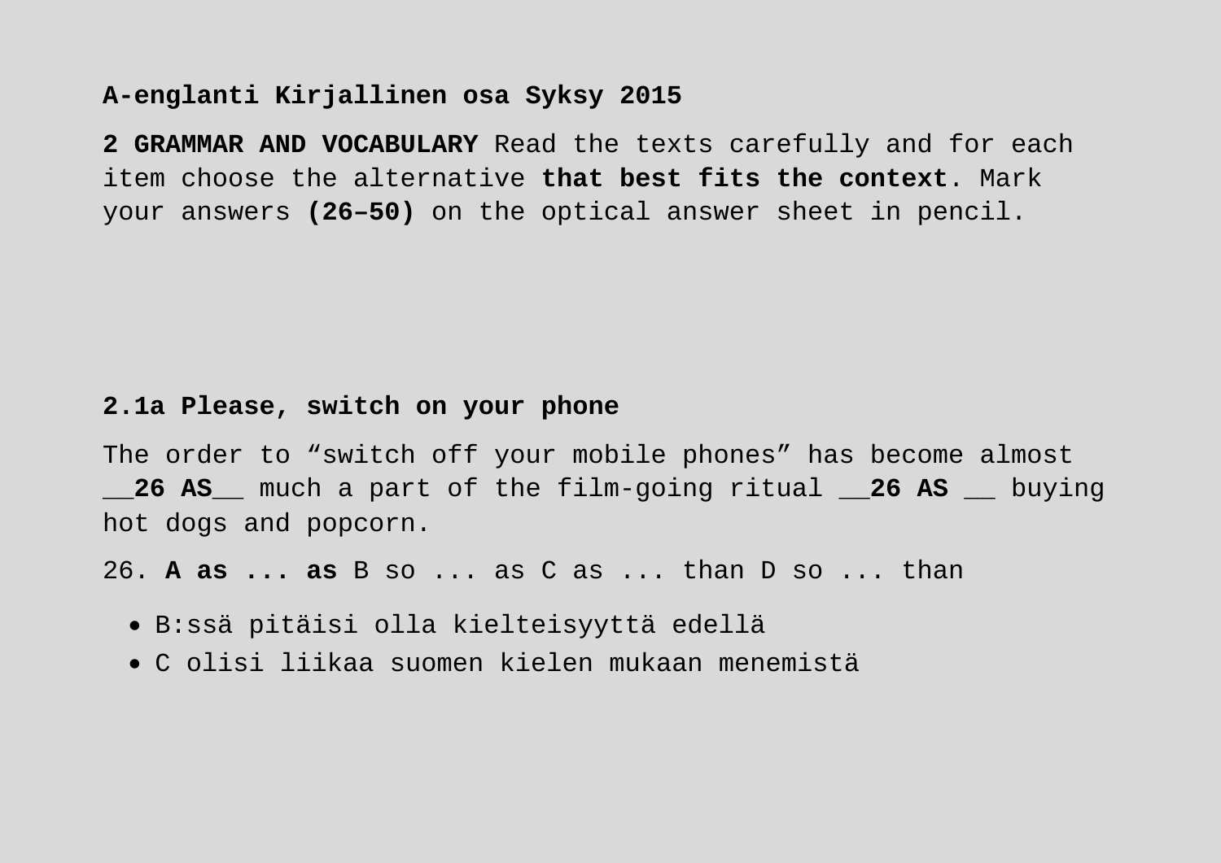**A-englanti Kirjallinen osa Syksy 2015**

**2 GRAMMAR AND VOCABULARY** Read the texts carefully and for each item choose the alternative **that best fits the context**. Mark your answers **(26–50)** on the optical answer sheet in pencil.

**2.1a Please, switch on your phone**

The order to “switch off your mobile phones” has become almost __**26 AS**__ much a part of the film-going ritual __**26 AS** __ buying hot dogs and popcorn.

26. **A as ... as** B so ... as C as ... than D so ... than

- B:ssä pitäisi olla kielteisyyttä edellä
- C olisi liikaa suomen kielen mukaan menemistä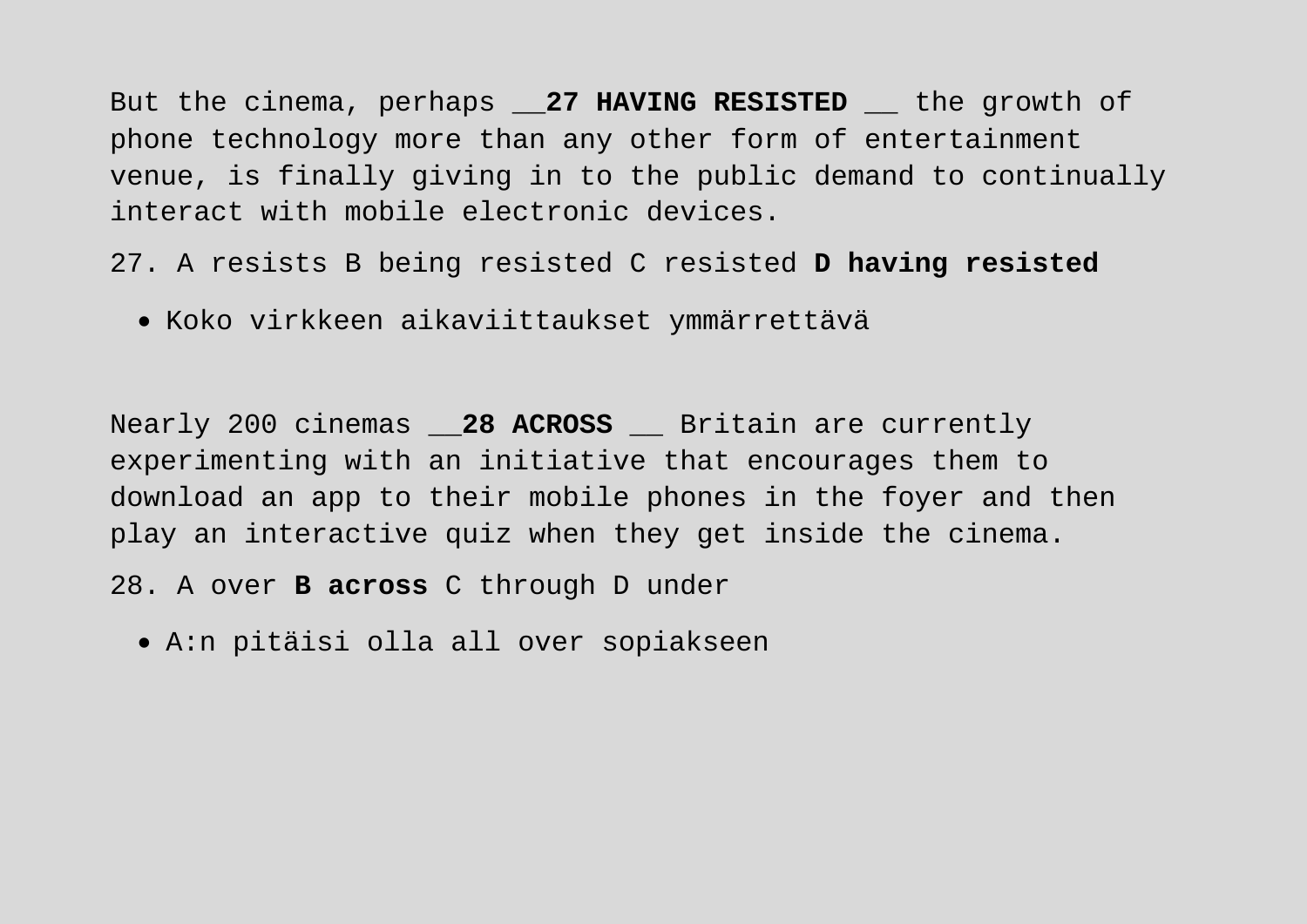But the cinema, perhaps __**27 HAVING RESISTED** __ the growth of phone technology more than any other form of entertainment venue, is finally giving in to the public demand to continually interact with mobile electronic devices.

27. A resists B being resisted C resisted **D having resisted**

- Koko virkkeen aikaviittaukset ymmärrettävä

Nearly 200 cinemas __**28 ACROSS** __ Britain are currently experimenting with an initiative that encourages them to download an app to their mobile phones in the foyer and then play an interactive quiz when they get inside the cinema.

28. A over **B across** C through D under

- A:n pitäisi olla all over sopiakseen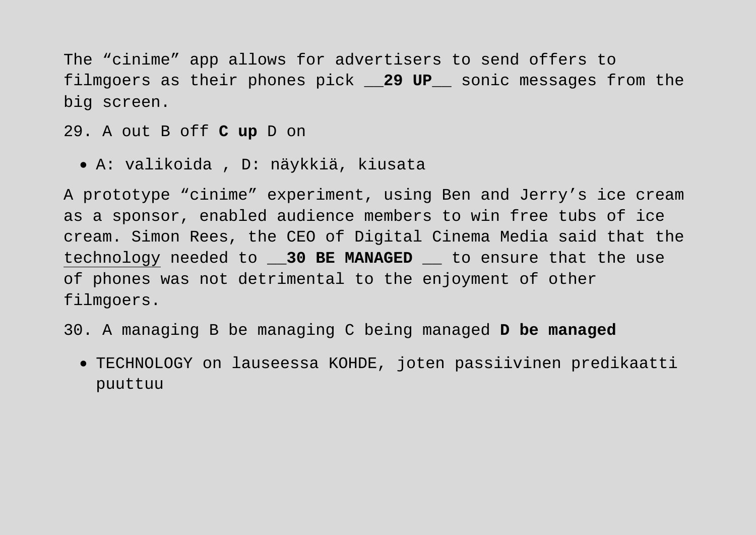The “cinime” app allows for advertisers to send offers to filmgoers as their phones pick __**29 UP**__ sonic messages from the big screen.

29. A out B off **C up** D on

- A: valikoida , D: näykkiä, kiusata

A prototype “cinime” experiment, using Ben and Jerry’s ice cream as a sponsor, enabled audience members to win free tubs of ice cream. Simon Rees, the CEO of Digital Cinema Media said that the <u>technology</u> needed to __**30 BE MANAGED** __ to ensure that the use of phones was not detrimental to the enjoyment of other filmgoers.

30. A managing B be managing C being managed **D be managed**

- TECHNOLOGY on lauseessa KOHDE, joten passiivinen predikaatti puuttuu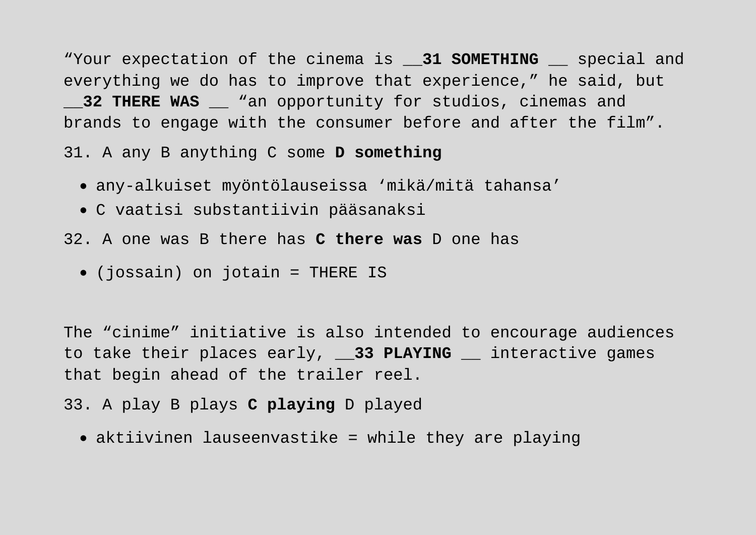“Your expectation of the cinema is __**31 SOMETHING** __ special and everything we do has to improve that experience,” he said, but __**32 THERE WAS** __ “an opportunity for studios, cinemas and brands to engage with the consumer before and after the film”.

31. A any B anything C some **D something**

- any-alkuiset myöntölauseissa ‘mikä/mitä tahansa’
- C vaatisi substantiivin pääsanaksi

32. A one was B there has **C there was** D one has

- (jossain) on jotain = THERE IS

The “cinime” initiative is also intended to encourage audiences to take their places early, __**33 PLAYING** __ interactive games that begin ahead of the trailer reel.

33. A play B plays **C playing** D played

- aktiivinen lauseenvastike = while they are playing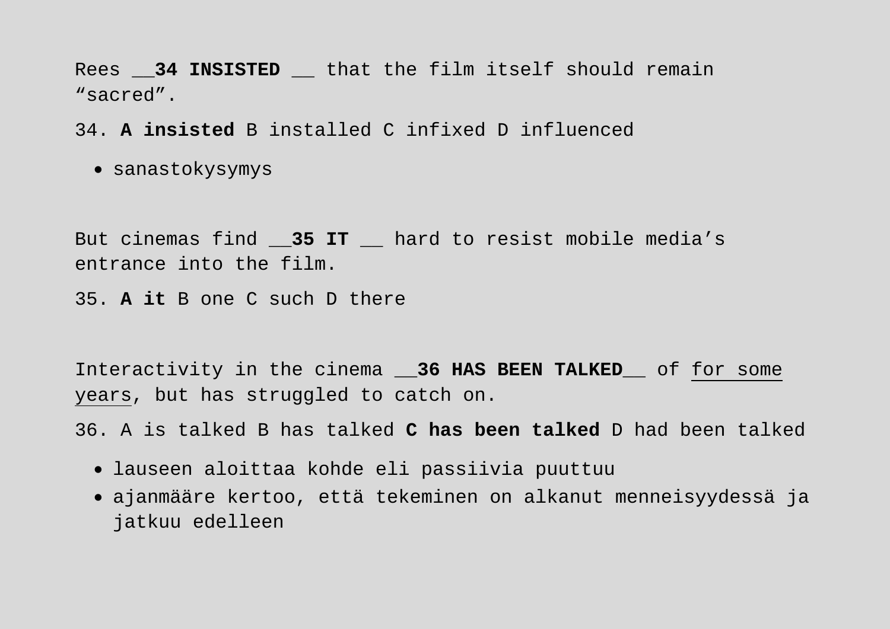Rees __**34 INSISTED** __ that the film itself should remain “sacred”.

34. **A insisted** B installed C infixed D influenced

- sanastokysymys

But cinemas find __**35 IT** __ hard to resist mobile media’s entrance into the film.

35. **A it** B one C such D there

Interactivity in the cinema __**36 HAS BEEN TALKED**__ of <u>for some years</u>, but has struggled to catch on.

36. A is talked B has talked **C has been talked** D had been talked

- lauseen aloittaa kohde eli passiivia puuttuu
- ajanmääre kertoo, että tekeminen on alkanut menneisyydessä ja jatkuu edelleen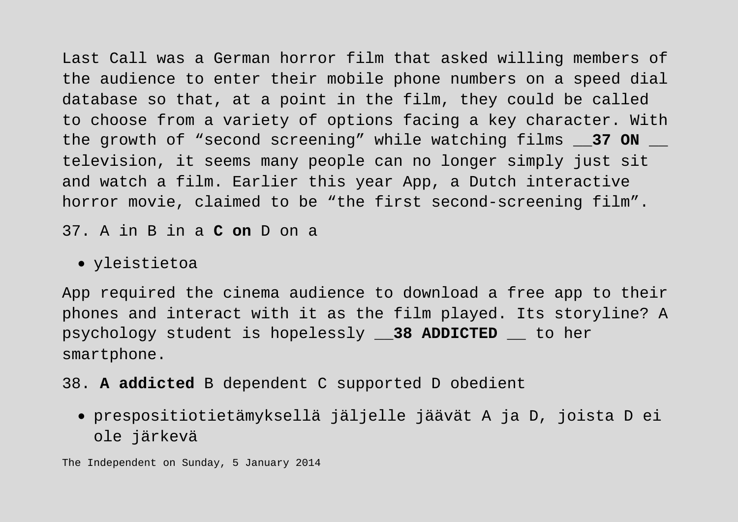Last Call was a German horror film that asked willing members of the audience to enter their mobile phone numbers on a speed dial database so that, at a point in the film, they could be called to choose from a variety of options facing a key character. With the growth of “second screening” while watching films __**37 ON** __ television, it seems many people can no longer simply just sit and watch a film. Earlier this year App, a Dutch interactive horror movie, claimed to be “the first second-screening film”.

37. A in B in a **C on** D on a

- yleistietoa

App required the cinema audience to download a free app to their phones and interact with it as the film played. Its storyline? A psychology student is hopelessly __**38 ADDICTED** __ to her smartphone.

38. **A addicted** B dependent C supported D obedient

- prespositiotietämyksellä jäljelle jäävät A ja D, joista D ei ole järkevä

The Independent on Sunday, 5 January 2014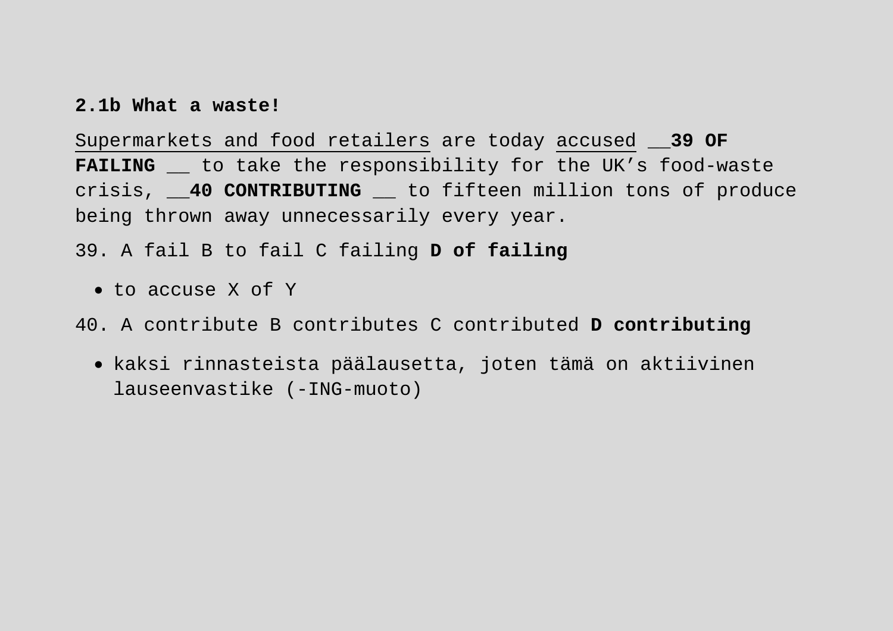**2.1b What a waste!**

<u>Supermarkets and food retailers</u> are today <u>accused</u> __**39 OF FAILING** __ to take the responsibility for the UK’s food-waste crisis, __**40 CONTRIBUTING** __ to fifteen million tons of produce being thrown away unnecessarily every year.

39. A fail B to fail C failing **D of failing**

- to accuse X of Y

40. A contribute B contributes C contributed **D contributing**

- kaksi rinnasteista päälausetta, joten tämä on aktiivinen lauseenvastike (-ING-muoto)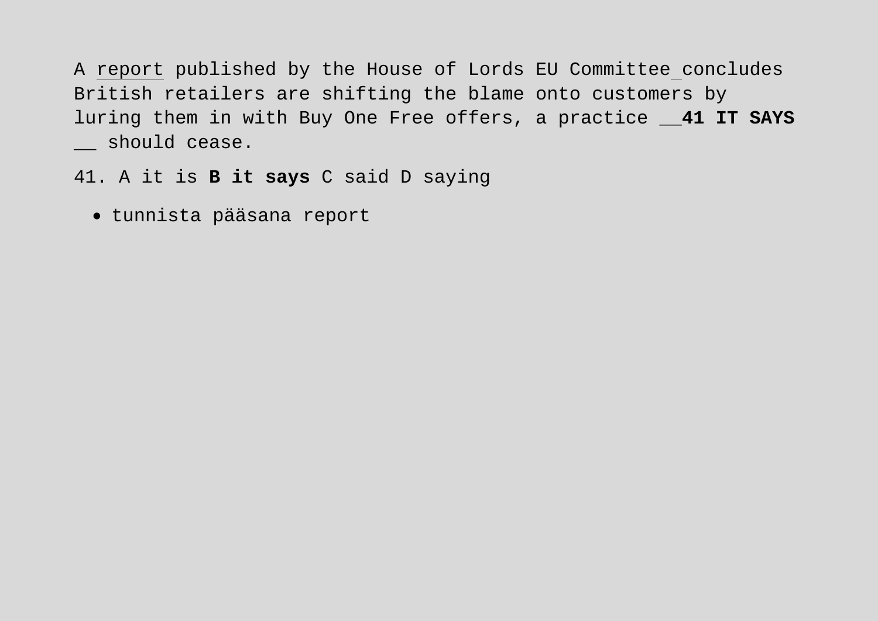A report published by the House of Lords EU Committee concludes British retailers are shifting the blame onto customers by luring them in with Buy One Free offers, a practice __**41 IT SAYS** __ should cease.

41. A it is **B it says** C said D saying

- tunnista pääsana report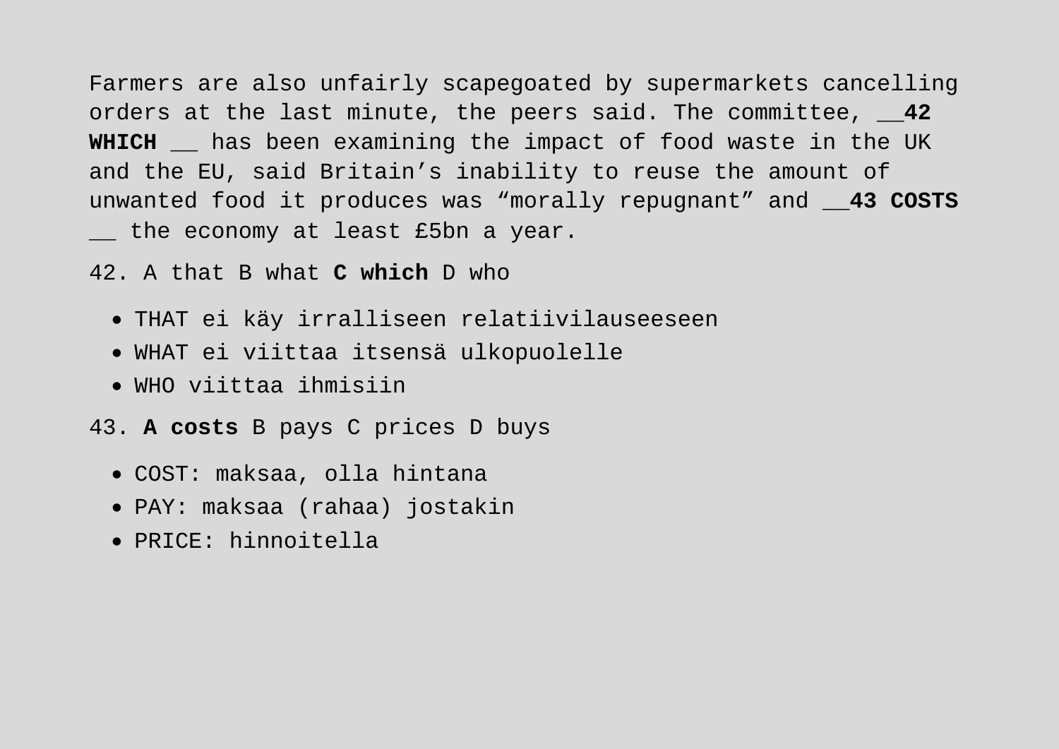Farmers are also unfairly scapegoated by supermarkets cancelling orders at the last minute, the peers said. The committee, __**42 WHICH** __ has been examining the impact of food waste in the UK and the EU, said Britain's inability to reuse the amount of unwanted food it produces was "morally repugnant" and __**43 COSTS** __ the economy at least £5bn a year.

42. A that B what **C which** D who

- THAT ei käy irralliseen relatiivilauseeseen
- WHAT ei viittaa itsensä ulkopuolelle
- WHO viittaa ihmisiin

43. **A costs** B pays C prices D buys

- COST: maksaa, olla hintana
- PAY: maksaa (rahaa) jostakin
- PRICE: hinnoitella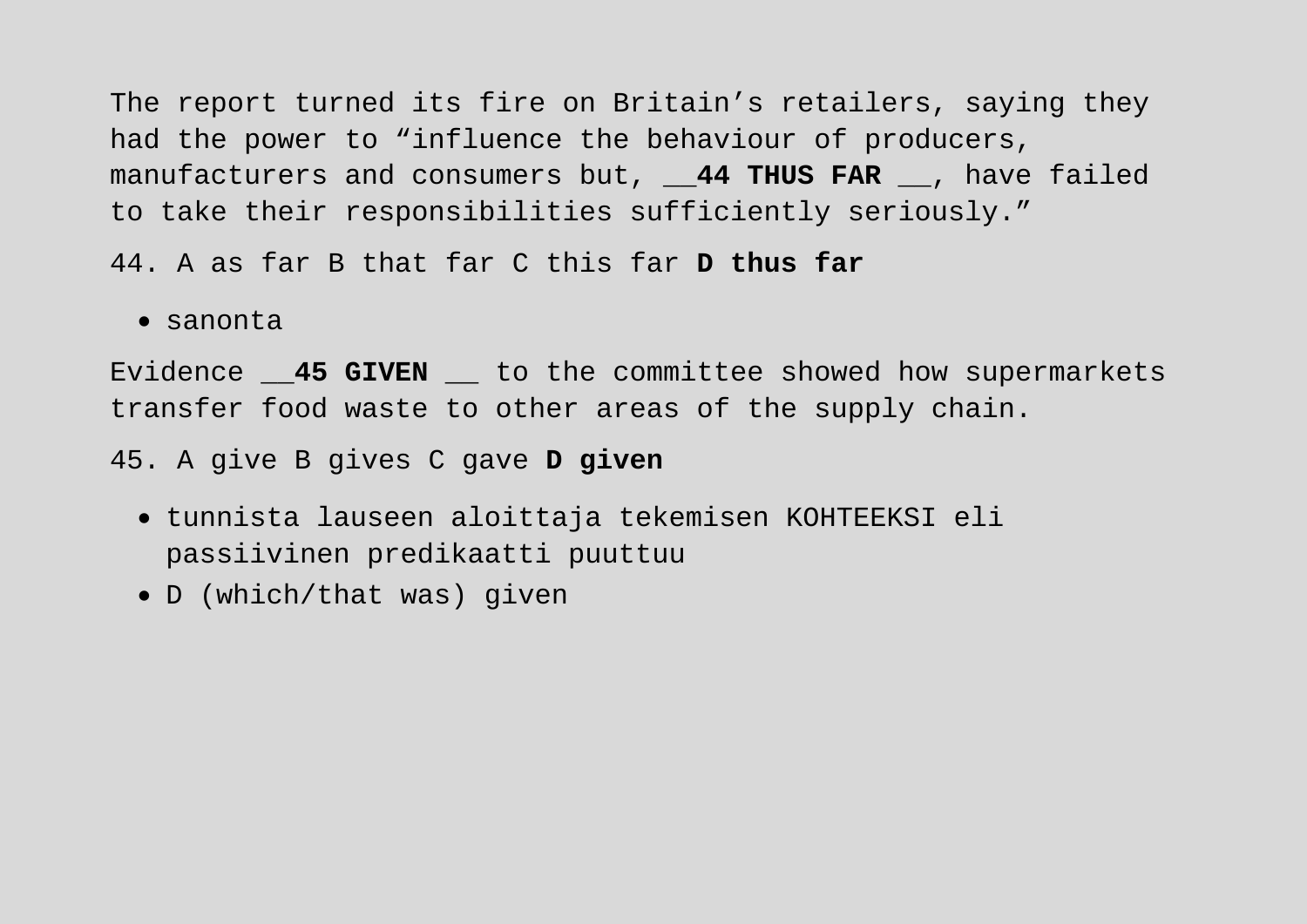The report turned its fire on Britain’s retailers, saying they had the power to “influence the behaviour of producers, manufacturers and consumers but, __**44 THUS FAR** __, have failed to take their responsibilities sufficiently seriously.”

44. A as far B that far C this far **D thus far**

- sanonta

Evidence __**45 GIVEN** __ to the committee showed how supermarkets transfer food waste to other areas of the supply chain.

45. A give B gives C gave **D given**

- tunnista lauseen aloittaja tekemisen KOHTEEKSI eli passiivinen predikaatti puuttuu
- D (which/that was) given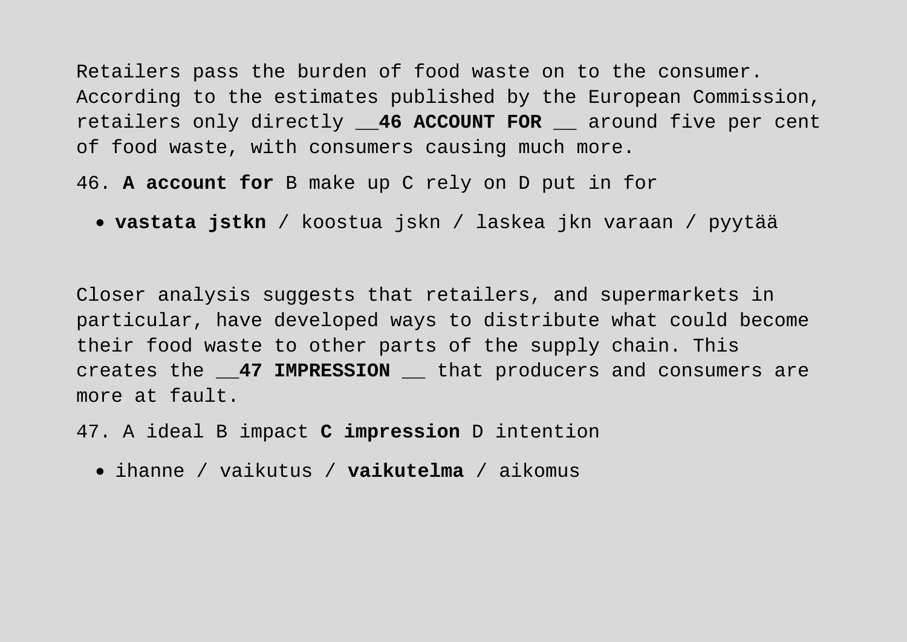Retailers pass the burden of food waste on to the consumer. According to the estimates published by the European Commission, retailers only directly __**46 ACCOUNT FOR** __ around five per cent of food waste, with consumers causing much more.

46. **A account for** B make up C rely on D put in for

- **vastata jstkn** / koostua jskn / laskea jkn varaan / pyytää

Closer analysis suggests that retailers, and supermarkets in particular, have developed ways to distribute what could become their food waste to other parts of the supply chain. This creates the __**47 IMPRESSION** __ that producers and consumers are more at fault.

47. A ideal B impact **C impression** D intention

- ihanne / vaikutus / **vaikutelma** / aikomus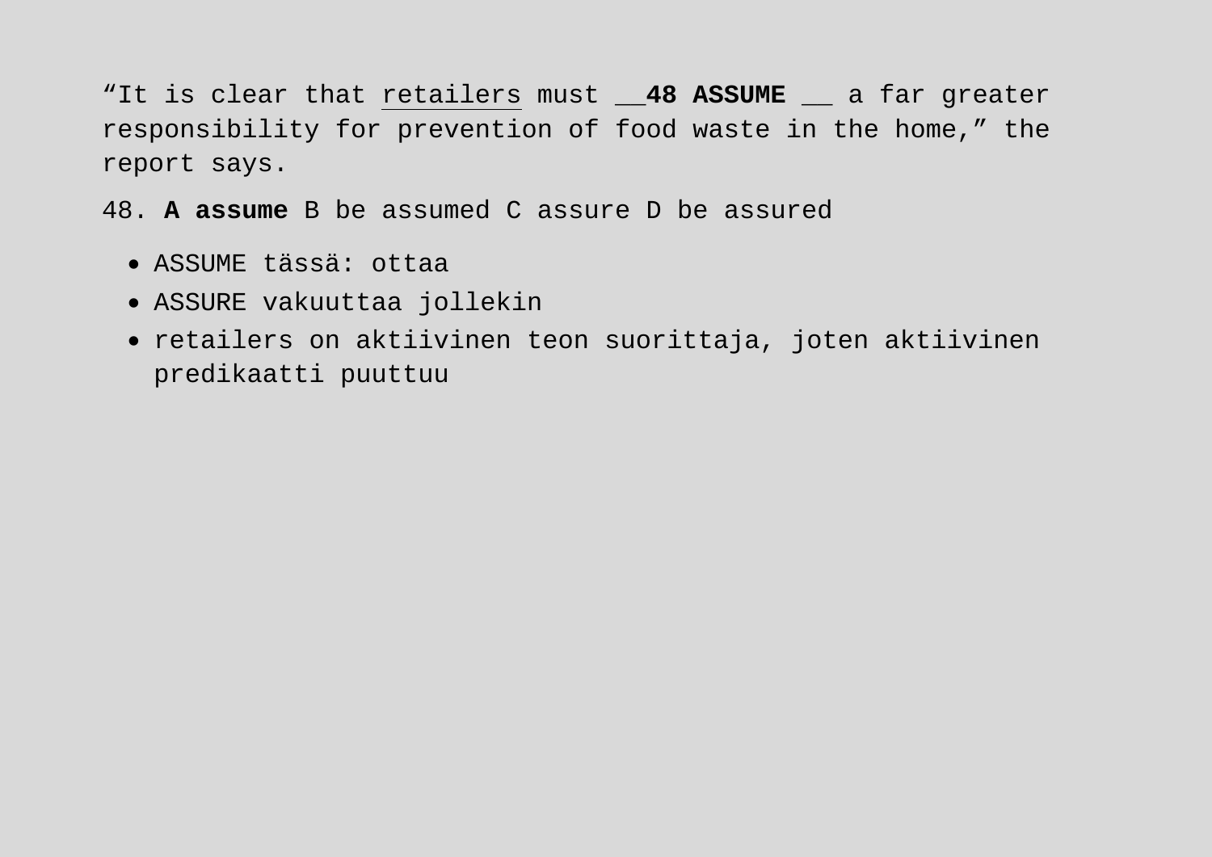“It is clear that <u>retailers</u> must __**48 ASSUME** __ a far greater responsibility for prevention of food waste in the home,” the report says.

48. **A assume** B be assumed C assure D be assured

- ASSUME tässä: ottaa
- ASSURE vakuuttaa jollekin
- retailers on aktiivinen teon suorittaja, joten aktiivinen predikaatti puuttuu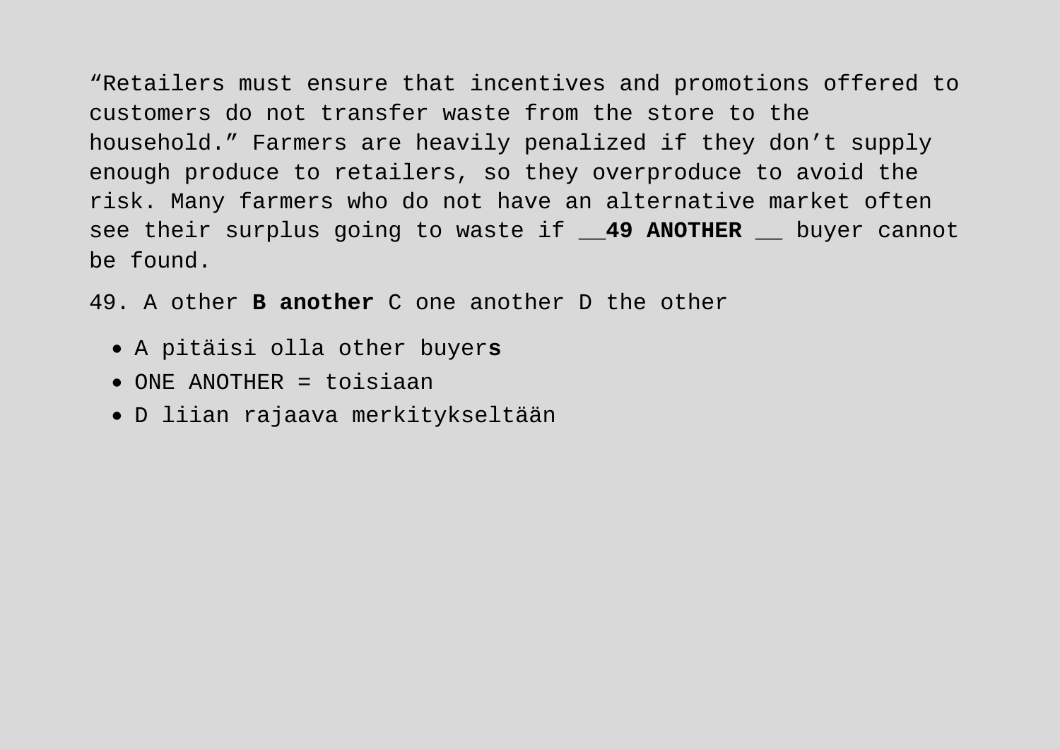"Retailers must ensure that incentives and promotions offered to customers do not transfer waste from the store to the household." Farmers are heavily penalized if they don't supply enough produce to retailers, so they overproduce to avoid the risk. Many farmers who do not have an alternative market often see their surplus going to waste if __**49 ANOTHER** __ buyer cannot be found.

49. A other **B another** C one another D the other

- A pitäisi olla other buyer**s**
- ONE ANOTHER = toisiaan
- D liian rajaava merkitykseltään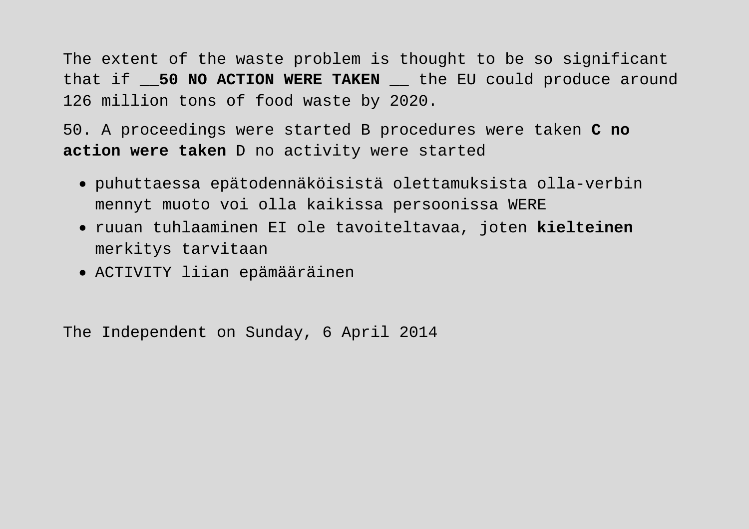The extent of the waste problem is thought to be so significant that if __**50 NO ACTION WERE TAKEN** __ the EU could produce around 126 million tons of food waste by 2020.

50. A proceedings were started B procedures were taken **C no action were taken** D no activity were started

- puhuttaessa epätodennäköisistä olettamuksista olla-verbin mennyt muoto voi olla kaikissa persoonissa WERE
- ruuan tuhlaaminen EI ole tavoiteltavaa, joten **kielteinen** merkitys tarvitaan
- ACTIVITY liian epämääräinen

The Independent on Sunday, 6 April 2014